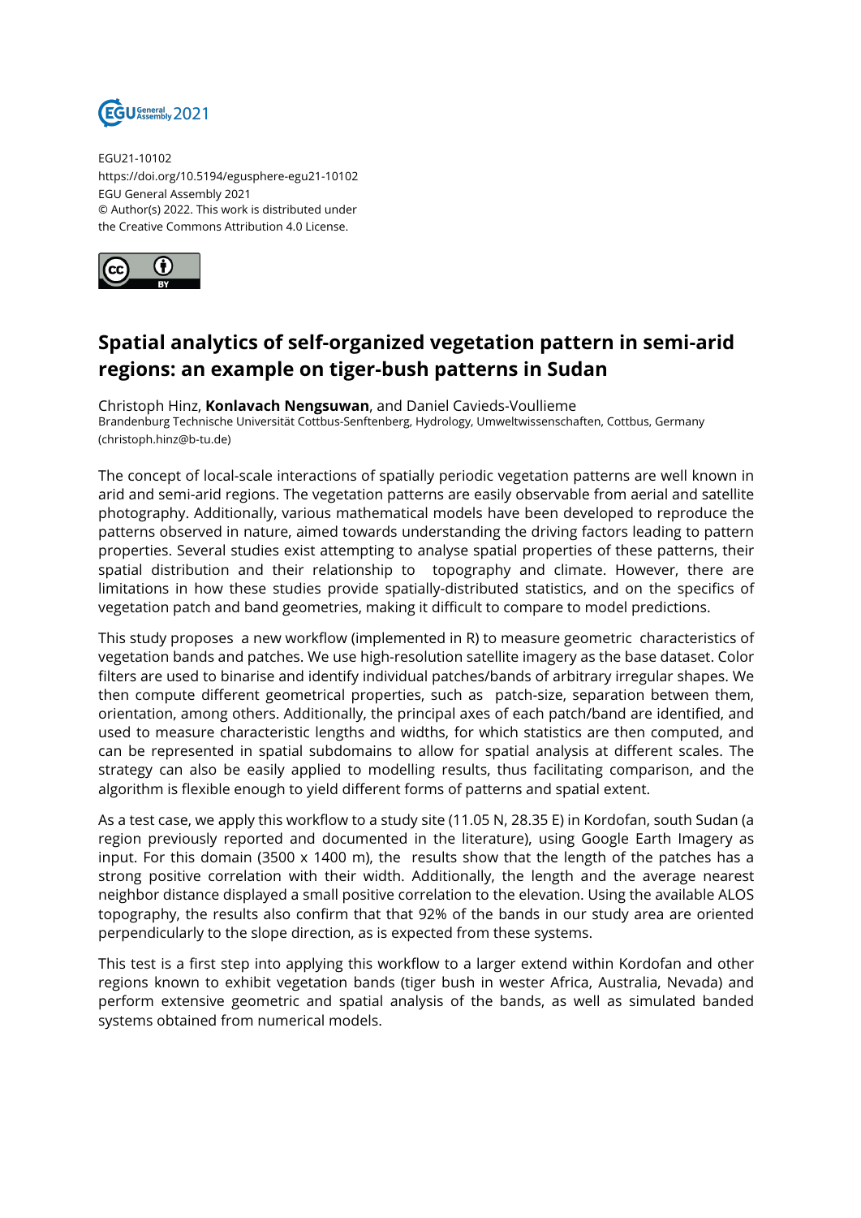EGU21-10102
https://doi.org/10.5194/egusphere-egu21-10102
EGU General Assembly 2021
© Author(s) 2022. This work is distributed under
the Creative Commons Attribution 4.0 License.

# Spatial analytics of self-organized vegetation pattern in semi-arid regions: an example on tiger-bush patterns in Sudan

Christoph Hinz, **Konlavach Nengsuwan**, and Daniel Cavieds-Voullieme
Brandenburg Technische Universität Cottbus-Senftenberg, Hydrology, Umweltwissenschaften, Cottbus, Germany
(christoph.hinz@b-tu.de)

The concept of local-scale interactions of spatially periodic vegetation patterns are well known in arid and semi-arid regions. The vegetation patterns are easily observable from aerial and satellite photography. Additionally, various mathematical models have been developed to reproduce the patterns observed in nature, aimed towards understanding the driving factors leading to pattern properties. Several studies exist attempting to analyse spatial properties of these patterns, their spatial distribution and their relationship to topography and climate. However, there are limitations in how these studies provide spatially-distributed statistics, and on the specifics of vegetation patch and band geometries, making it difficult to compare to model predictions.

This study proposes a new workflow (implemented in R) to measure geometric characteristics of vegetation bands and patches. We use high-resolution satellite imagery as the base dataset. Color filters are used to binarise and identify individual patches/bands of arbitrary irregular shapes. We then compute different geometrical properties, such as patch-size, separation between them, orientation, among others. Additionally, the principal axes of each patch/band are identified, and used to measure characteristic lengths and widths, for which statistics are then computed, and can be represented in spatial subdomains to allow for spatial analysis at different scales. The strategy can also be easily applied to modelling results, thus facilitating comparison, and the algorithm is flexible enough to yield different forms of patterns and spatial extent.

As a test case, we apply this workflow to a study site (11.05 N, 28.35 E) in Kordofan, south Sudan (a region previously reported and documented in the literature), using Google Earth Imagery as input. For this domain (3500 x 1400 m), the results show that the length of the patches has a strong positive correlation with their width. Additionally, the length and the average nearest neighbor distance displayed a small positive correlation to the elevation. Using the available ALOS topography, the results also confirm that that 92% of the bands in our study area are oriented perpendicularly to the slope direction, as is expected from these systems.

This test is a first step into applying this workflow to a larger extend within Kordofan and other regions known to exhibit vegetation bands (tiger bush in wester Africa, Australia, Nevada) and perform extensive geometric and spatial analysis of the bands, as well as simulated banded systems obtained from numerical models.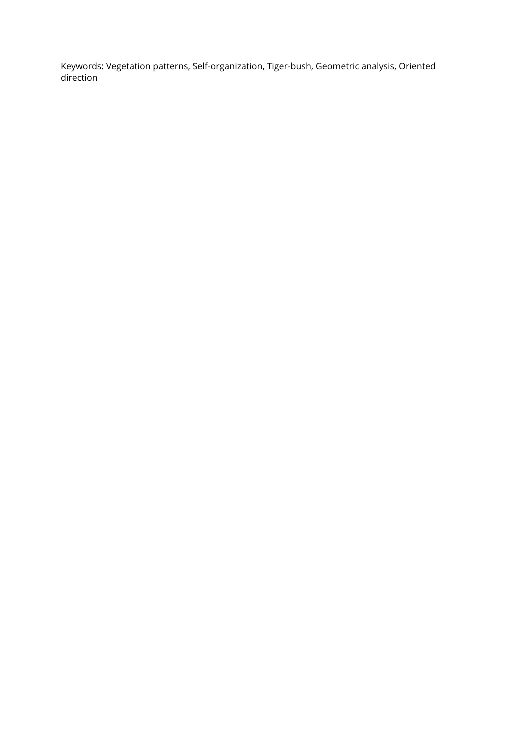Keywords: Vegetation patterns, Self-organization, Tiger-bush, Geometric analysis, Oriented direction